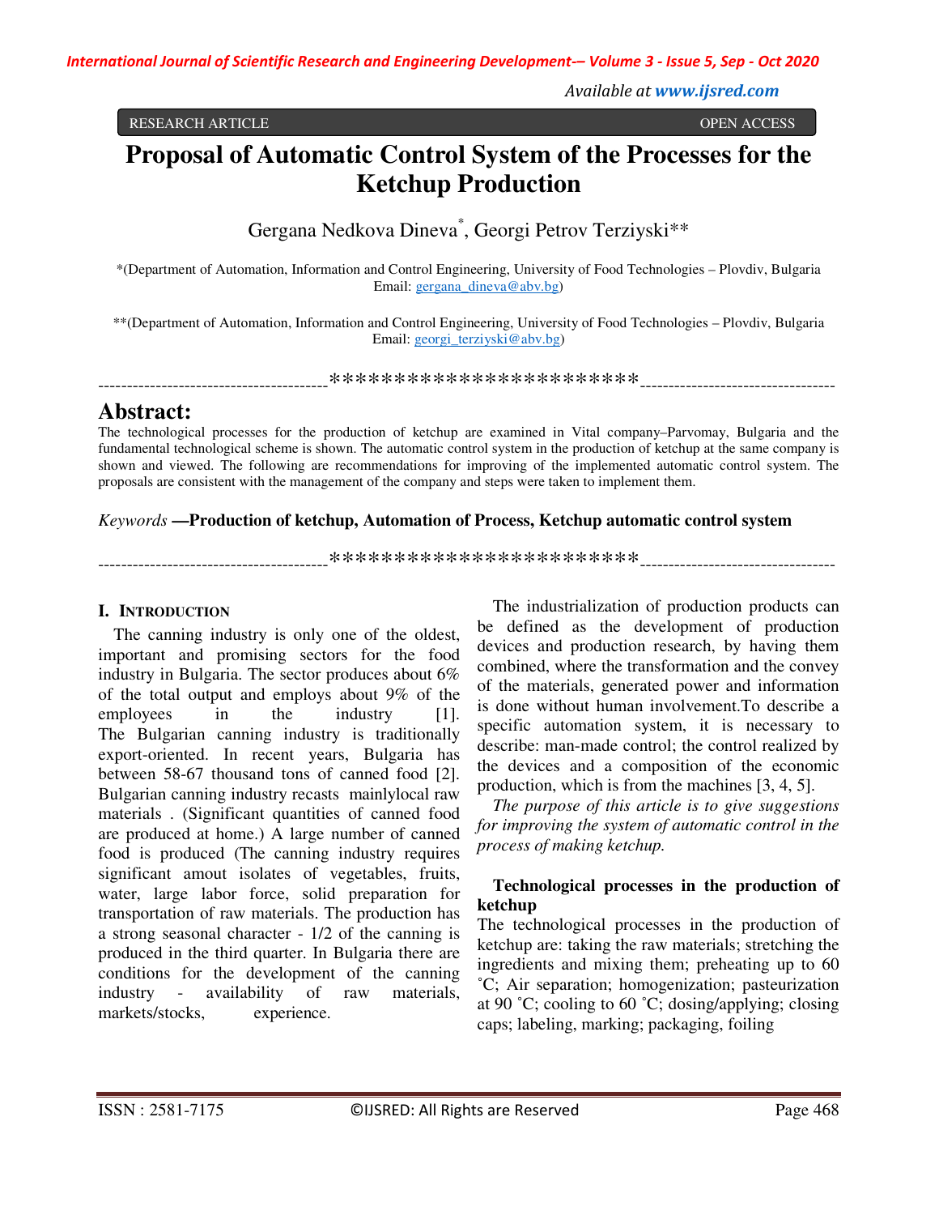RESEARCH ARTICLE OPEN ACCESS

# Proposal of Automatic Control System of the Processes for the Ketchup Production

Gergana Nedkova Dineva*, Georgi Petrov Terziyski**

*(Department of Automation, Information and Control Engineering, University of Food Technologies – Plovdiv, Bulgaria
Email: gergana_dineva@abv.bg)

**(Department of Automation, Information and Control Engineering, University of Food Technologies – Plovdiv, Bulgaria
Email: georgi_terziyski@abv.bg)

----------------------------------------************************----------------------------------

## Abstract:

The technological processes for the production of ketchup are examined in Vital company–Parvomay, Bulgaria and the fundamental technological scheme is shown. The automatic control system in the production of ketchup at the same company is shown and viewed. The following are recommendations for improving of the implemented automatic control system. The proposals are consistent with the management of the company and steps were taken to implement them.

*Keywords* **—Production of ketchup, Automation of Process, Ketchup automatic control system**

----------------------------------------************************----------------------------------

## I. INTRODUCTION

The canning industry is only one of the oldest, important and promising sectors for the food industry in Bulgaria. The sector produces about 6% of the total output and employs about 9% of the employees in the industry [1]. The Bulgarian canning industry is traditionally export-oriented. In recent years, Bulgaria has between 58-67 thousand tons of canned food [2]. Bulgarian canning industry recasts mainlylocal raw materials . (Significant quantities of canned food are produced at home.) A large number of canned food is produced (The canning industry requires significant amout isolates of vegetables, fruits, water, large labor force, solid preparation for transportation of raw materials. The production has a strong seasonal character - 1/2 of the canning is produced in the third quarter. In Bulgaria there are conditions for the development of the canning industry - availability of raw materials, markets/stocks, experience.

The industrialization of production products can be defined as the development of production devices and production research, by having them combined, where the transformation and the convey of the materials, generated power and information is done without human involvement.To describe a specific automation system, it is necessary to describe: man-made control; the control realized by the devices and a composition of the economic production, which is from the machines [3, 4, 5].

*The purpose of this article is to give suggestions for improving the system of automatic control in the process of making ketchup.*

### Technological processes in the production of ketchup

The technological processes in the production of ketchup are: taking the raw materials; stretching the ingredients and mixing them; preheating up to 60 ˚C; Air separation; homogenization; pasteurization at 90 ˚C; cooling to 60 ˚C; dosing/applying; closing caps; labeling, marking; packaging, foiling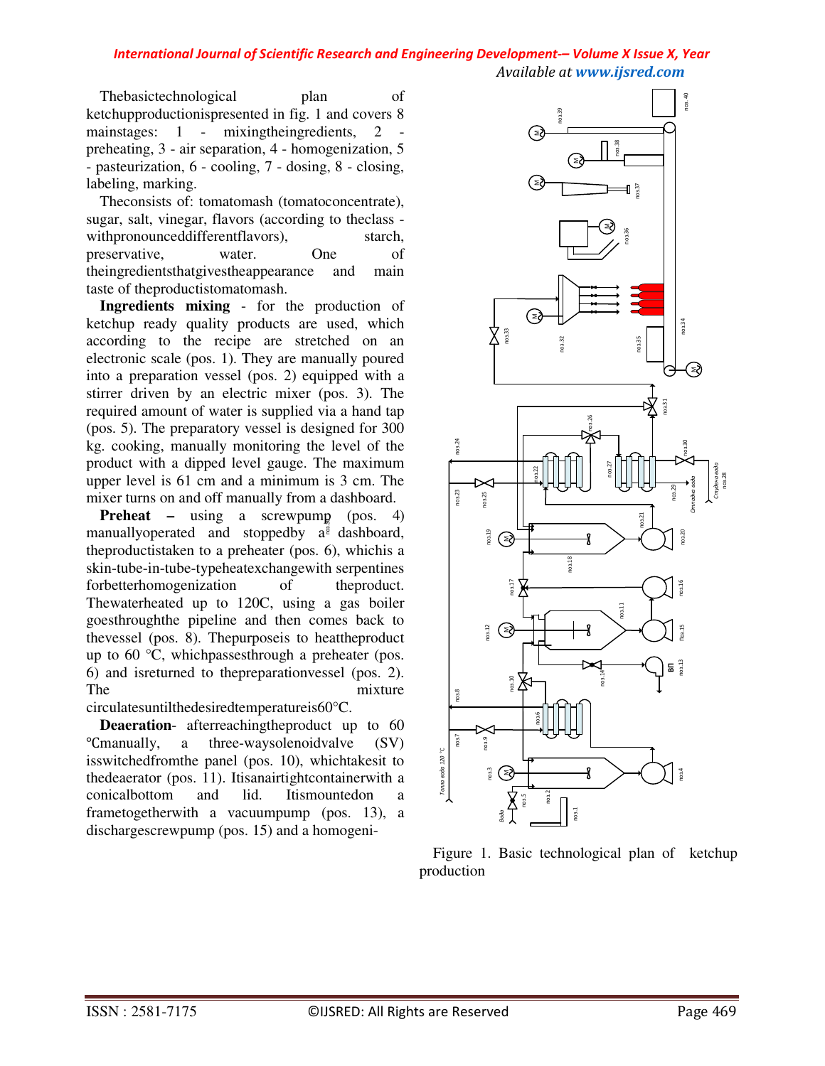The basic technological plan of ketchup production is presented in fig. 1 and covers 8 main stages: 1 - mixing the ingredients, 2 - preheating, 3 - air separation, 4 - homogenization, 5 - pasteurization, 6 - cooling, 7 - dosing, 8 - closing, labeling, marking.

The consists of: tomato mash (tomato concentrate), sugar, salt, vinegar, flavors (according to the class - with pronounced different flavors), starch, preservative, water. One of the ingredients that gives the appearance and main taste of the product is tomato mash.

**Ingredients mixing** - for the production of ketchup ready quality products are used, which according to the recipe are stretched on an electronic scale (pos. 1). They are manually poured into a preparation vessel (pos. 2) equipped with a stirrer driven by an electric mixer (pos. 3). The required amount of water is supplied via a hand tap (pos. 5). The preparatory vessel is designed for 300 kg. cooking, manually monitoring the level of the product with a dipped level gauge. The maximum upper level is 61 cm and a minimum is 3 cm. The mixer turns on and off manually from a dashboard.

**Preheat –** using a screwpump (pos. 4) manually operated and stopped by a dashboard, the product is taken to a preheater (pos. 6), which is a skin-tube-in-tube-type heat exchange with serpentines for better homogenization of the product. The water heated up to 120C, using a gas boiler goes through the pipeline and then comes back to the vessel (pos. 8). The purpose is to heat the product up to 60 °C, which passes through a preheater (pos. 6) and is returned to the preparation vessel (pos. 2). The mixture circulates until the desired temperature is 60°C.

**Deaeration**- after reaching the product up to 60 °C manually, a three-way solenoid valve (SV) is switched from the panel (pos. 10), which takes it to the deaerator (pos. 11). It is an airtight container with a conical bottom and lid. It is mounted on a frame together with a vacuum pump (pos. 13), a discharge screw pump (pos. 15) and a homogeni-

Figure 1. Basic technological plan of ketchup production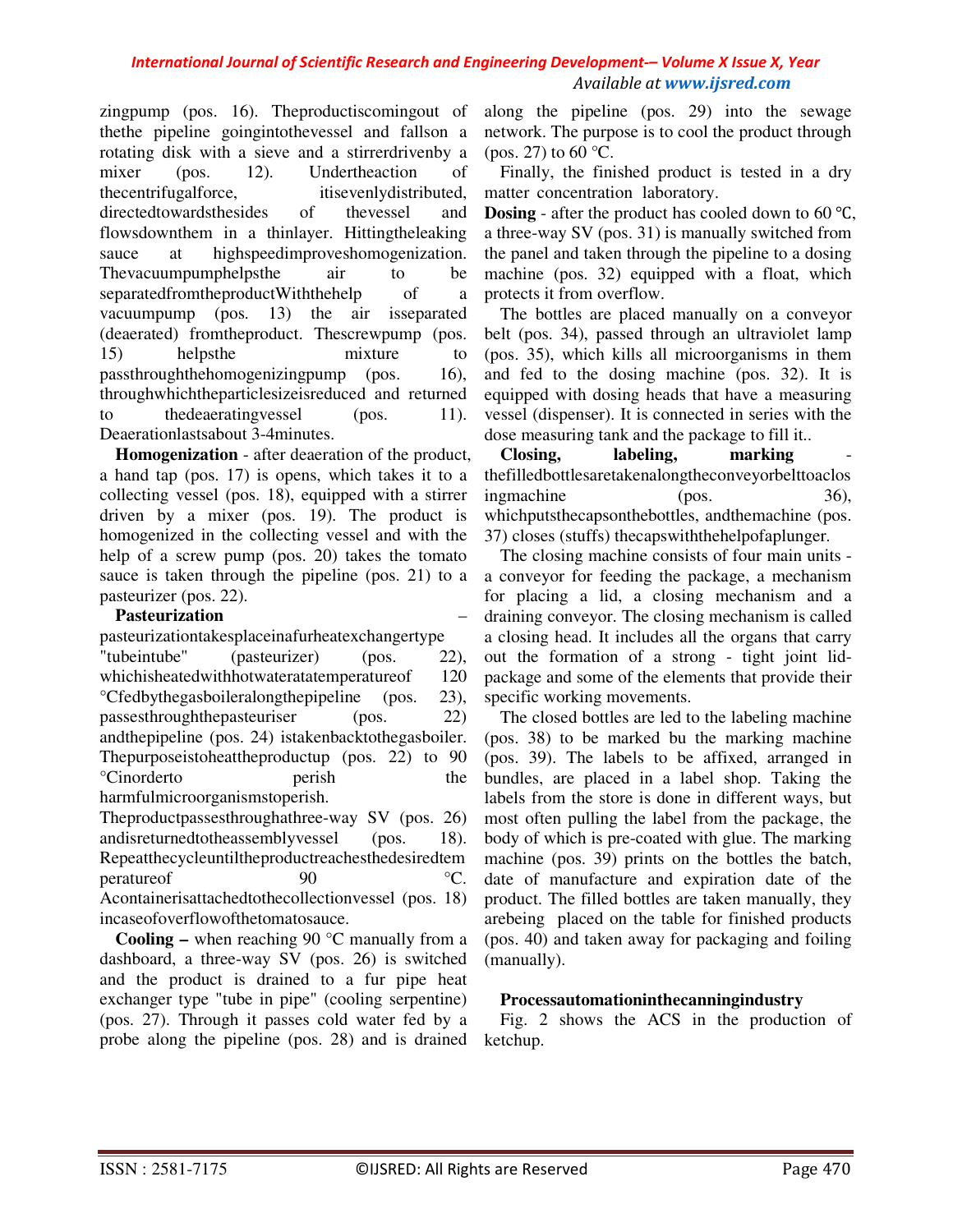zingpump (pos. 16). Theproductiscomingout of thethe pipeline goingintothevessel and fallson a rotating disk with a sieve and a stirrerdrivenby a mixer (pos. 12). Undertheaction of thecentrifugalforce, itisevenlydistributed, directedtowardsthesides of thevessel and flowsdownthem in a thinlayer. Hittingtheleaking sauce at highspeedimproveshomogenization. Thevacuumpumphelpsthe air to be separatedfromtheproductWiththehelp of a vacuumpump (pos. 13) the air isseparated (deaerated) fromtheproduct. Thescrewpump (pos. 15) helpsthe mixture to passthroughthehomogenizingpump (pos. 16), throughwhichtheparticlesizeisreduced and returned to thedeaeratingvessel (pos. 11). Deaerationlastsabout 3-4minutes.

**Homogenization** - after deaeration of the product, a hand tap (pos. 17) is opens, which takes it to a collecting vessel (pos. 18), equipped with a stirrer driven by a mixer (pos. 19). The product is homogenized in the collecting vessel and with the help of a screw pump (pos. 20) takes the tomato sauce is taken through the pipeline (pos. 21) to a pasteurizer (pos. 22).

**Pasteurization** – pasteurizationtakesplaceinafurheatexchangertype "tubeintube" (pasteurizer) (pos. 22), whichisheatedwithhotwateratatemperatureof 120 °Cfedbythegasboileralongthepipeline (pos. 23), passesthroughthepasteuriser (pos. 22) andthepipeline (pos. 24) istakenbacktothegasboiler. Thepurposeistoheattheproductup (pos. 22) to 90 °Cinorderto perish the harmfulmicroorganismstoperish. Theproductpassesthroughathree-way SV (pos. 26) andisreturnedtotheassemblyvessel (pos. 18). Repeatthecycleuntiltheproductreachesthedesiredtemperatureof 90 °C. Acontainerisattachedtothecollectionvessel (pos. 18) incaseofoverflowofthetomatosauce.

**Cooling –** when reaching 90 °C manually from a dashboard, a three-way SV (pos. 26) is switched and the product is drained to a fur pipe heat exchanger type "tube in pipe" (cooling serpentine) (pos. 27). Through it passes cold water fed by a probe along the pipeline (pos. 28) and is drained along the pipeline (pos. 29) into the sewage network. The purpose is to cool the product through (pos. 27) to 60 ℃.

Finally, the finished product is tested in a dry matter concentration laboratory.

**Dosing** - after the product has cooled down to 60 ℃, a three-way SV (pos. 31) is manually switched from the panel and taken through the pipeline to a dosing machine (pos. 32) equipped with a float, which protects it from overflow.

The bottles are placed manually on a conveyor belt (pos. 34), passed through an ultraviolet lamp (pos. 35), which kills all microorganisms in them and fed to the dosing machine (pos. 32). It is equipped with dosing heads that have a measuring vessel (dispenser). It is connected in series with the dose measuring tank and the package to fill it..

**Closing, labeling, marking** - thefilledbottlesaretakenalongtheconveyorbelttoaclosingmachine (pos. 36), whichputsthecapsonthebottles, andthemachine (pos. 37) closes (stuffs) thecapswiththehelpofaplunger.

The closing machine consists of four main units - a conveyor for feeding the package, a mechanism for placing a lid, a closing mechanism and a draining conveyor. The closing mechanism is called a closing head. It includes all the organs that carry out the formation of a strong - tight joint lid-package and some of the elements that provide their specific working movements.

The closed bottles are led to the labeling machine (pos. 38) to be marked bu the marking machine (pos. 39). The labels to be affixed, arranged in bundles, are placed in a label shop. Taking the labels from the store is done in different ways, but most often pulling the label from the package, the body of which is pre-coated with glue. The marking machine (pos. 39) prints on the bottles the batch, date of manufacture and expiration date of the product. The filled bottles are taken manually, they arebeing placed on the table for finished products (pos. 40) and taken away for packaging and foiling (manually).

**Processautomationinthecanningindustry**

Fig. 2 shows the ACS in the production of ketchup.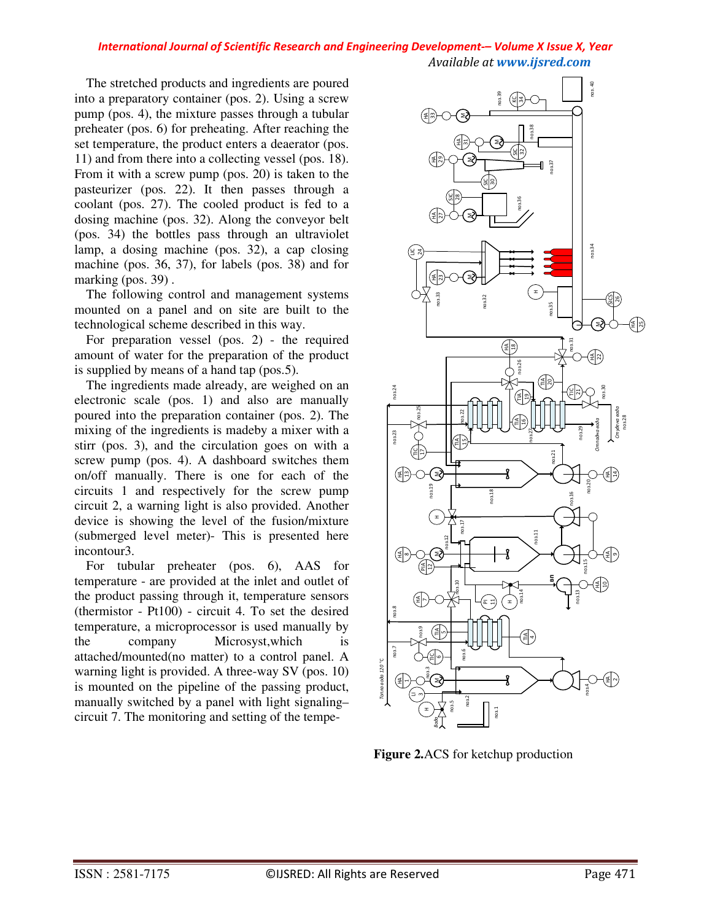The stretched products and ingredients are poured into a preparatory container (pos. 2). Using a screw pump (pos. 4), the mixture passes through a tubular preheater (pos. 6) for preheating. After reaching the set temperature, the product enters a deaerator (pos. 11) and from there into a collecting vessel (pos. 18). From it with a screw pump (pos. 20) is taken to the pasteurizer (pos. 22). It then passes through a coolant (pos. 27). The cooled product is fed to a dosing machine (pos. 32). Along the conveyor belt (pos. 34) the bottles pass through an ultraviolet lamp, a dosing machine (pos. 32), a cap closing machine (pos. 36, 37), for labels (pos. 38) and for marking (pos. 39) .

The following control and management systems mounted on a panel and on site are built to the technological scheme described in this way.

For preparation vessel (pos. 2) - the required amount of water for the preparation of the product is supplied by means of a hand tap (pos.5).

The ingredients made already, are weighed on an electronic scale (pos. 1) and also are manually poured into the preparation container (pos. 2). The mixing of the ingredients is madeby a mixer with a stirr (pos. 3), and the circulation goes on with a screw pump (pos. 4). A dashboard switches them on/off manually. There is one for each of the circuits 1 and respectively for the screw pump circuit 2, a warning light is also provided. Another device is showing the level of the fusion/mixture (submerged level meter)- This is presented here incontour3.

For tubular preheater (pos. 6), AAS for temperature - are provided at the inlet and outlet of the product passing through it, temperature sensors (thermistor - Pt100) - circuit 4. To set the desired temperature, a microprocessor is used manually by the company Microsyst,which is attached/mounted(no matter) to a control panel. A warning light is provided. A three-way SV (pos. 10) is mounted on the pipeline of the passing product, manually switched by a panel with light signaling–circuit 7. The monitoring and setting of the tempe-

**Figure 2.**ACS for ketchup production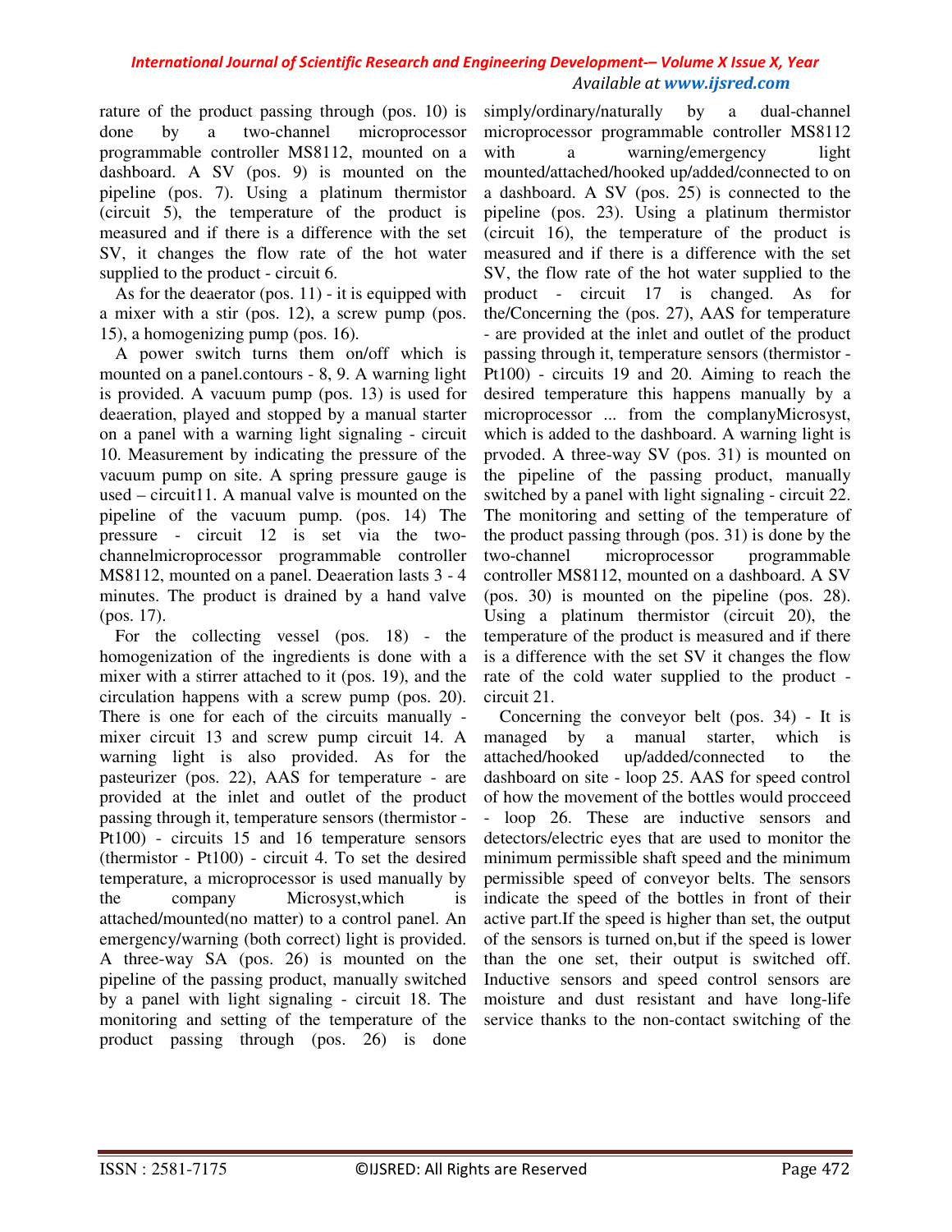rature of the product passing through (pos. 10) is done by a two-channel microprocessor programmable controller MS8112, mounted on a dashboard. A SV (pos. 9) is mounted on the pipeline (pos. 7). Using a platinum thermistor (circuit 5), the temperature of the product is measured and if there is a difference with the set SV, it changes the flow rate of the hot water supplied to the product - circuit 6.

As for the deaerator (pos. 11) - it is equipped with a mixer with a stir (pos. 12), a screw pump (pos. 15), a homogenizing pump (pos. 16).

A power switch turns them on/off which is mounted on a panel.contours - 8, 9. A warning light is provided. A vacuum pump (pos. 13) is used for deaeration, played and stopped by a manual starter on a panel with a warning light signaling - circuit 10. Measurement by indicating the pressure of the vacuum pump on site. A spring pressure gauge is used – circuit11. A manual valve is mounted on the pipeline of the vacuum pump. (pos. 14) The pressure - circuit 12 is set via the two-channelmicroprocessor programmable controller MS8112, mounted on a panel. Deaeration lasts 3 - 4 minutes. The product is drained by a hand valve (pos. 17).

For the collecting vessel (pos. 18) - the homogenization of the ingredients is done with a mixer with a stirrer attached to it (pos. 19), and the circulation happens with a screw pump (pos. 20). There is one for each of the circuits manually - mixer circuit 13 and screw pump circuit 14. A warning light is also provided. As for the pasteurizer (pos. 22), AAS for temperature - are provided at the inlet and outlet of the product passing through it, temperature sensors (thermistor - Pt100) - circuits 15 and 16 temperature sensors (thermistor - Pt100) - circuit 4. To set the desired temperature, a microprocessor is used manually by the company Microsyst,which is attached/mounted(no matter) to a control panel. An emergency/warning (both correct) light is provided. A three-way SA (pos. 26) is mounted on the pipeline of the passing product, manually switched by a panel with light signaling - circuit 18. The monitoring and setting of the temperature of the product passing through (pos. 26) is done simply/ordinary/naturally by a dual-channel microprocessor programmable controller MS8112 with a warning/emergency light mounted/attached/hooked up/added/connected to on a dashboard. A SV (pos. 25) is connected to the pipeline (pos. 23). Using a platinum thermistor (circuit 16), the temperature of the product is measured and if there is a difference with the set SV, the flow rate of the hot water supplied to the product - circuit 17 is changed. As for the/Concerning the (pos. 27), AAS for temperature - are provided at the inlet and outlet of the product passing through it, temperature sensors (thermistor - Pt100) - circuits 19 and 20. Aiming to reach the desired temperature this happens manually by a microprocessor ... from the complanyMicrosyst, which is added to the dashboard. A warning light is prvoded. A three-way SV (pos. 31) is mounted on the pipeline of the passing product, manually switched by a panel with light signaling - circuit 22. The monitoring and setting of the temperature of the product passing through (pos. 31) is done by the two-channel microprocessor programmable controller MS8112, mounted on a dashboard. A SV (pos. 30) is mounted on the pipeline (pos. 28). Using a platinum thermistor (circuit 20), the temperature of the product is measured and if there is a difference with the set SV it changes the flow rate of the cold water supplied to the product - circuit 21.

Concerning the conveyor belt (pos. 34) - It is managed by a manual starter, which is attached/hooked up/added/connected to the dashboard on site - loop 25. AAS for speed control of how the movement of the bottles would procceed - loop 26. These are inductive sensors and detectors/electric eyes that are used to monitor the minimum permissible shaft speed and the minimum permissible speed of conveyor belts. The sensors indicate the speed of the bottles in front of their active part.If the speed is higher than set, the output of the sensors is turned on,but if the speed is lower than the one set, their output is switched off. Inductive sensors and speed control sensors are moisture and dust resistant and have long-life service thanks to the non-contact switching of the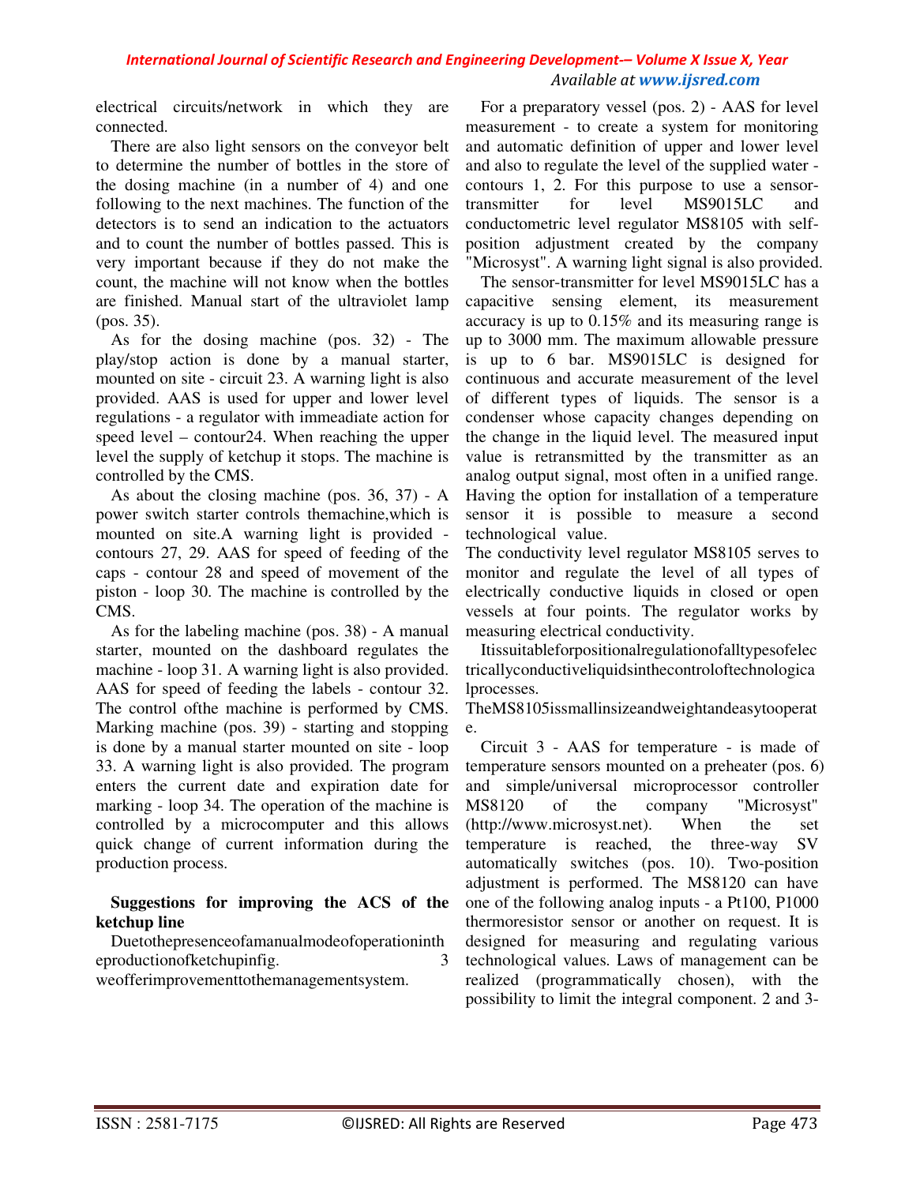electrical circuits/network in which they are connected.

There are also light sensors on the conveyor belt to determine the number of bottles in the store of the dosing machine (in a number of 4) and one following to the next machines. The function of the detectors is to send an indication to the actuators and to count the number of bottles passed. This is very important because if they do not make the count, the machine will not know when the bottles are finished. Manual start of the ultraviolet lamp (pos. 35).

As for the dosing machine (pos. 32) - The play/stop action is done by a manual starter, mounted on site - circuit 23. A warning light is also provided. AAS is used for upper and lower level regulations - a regulator with immeadiate action for speed level – contour24. When reaching the upper level the supply of ketchup it stops. The machine is controlled by the CMS.

As about the closing machine (pos. 36, 37) - A power switch starter controls themachine,which is mounted on site.A warning light is provided - contours 27, 29. AAS for speed of feeding of the caps - contour 28 and speed of movement of the piston - loop 30. The machine is controlled by the CMS.

As for the labeling machine (pos. 38) - A manual starter, mounted on the dashboard regulates the machine - loop 31. A warning light is also provided. AAS for speed of feeding the labels - contour 32. The control ofthe machine is performed by CMS. Marking machine (pos. 39) - starting and stopping is done by a manual starter mounted on site - loop 33. A warning light is also provided. The program enters the current date and expiration date for marking - loop 34. The operation of the machine is controlled by a microcomputer and this allows quick change of current information during the production process.

**Suggestions for improving the ACS of the ketchup line**

Duetothepresenceofamanualmodeofoperationintheproductionofketchupinfig. 3 weofferimprovementtothemanagementsystem.

For a preparatory vessel (pos. 2) - AAS for level measurement - to create a system for monitoring and automatic definition of upper and lower level and also to regulate the level of the supplied water - contours 1, 2. For this purpose to use a sensor-transmitter for level MS9015LC and conductometric level regulator MS8105 with self-position adjustment created by the company "Microsyst". A warning light signal is also provided.

The sensor-transmitter for level MS9015LC has a capacitive sensing element, its measurement accuracy is up to 0.15% and its measuring range is up to 3000 mm. The maximum allowable pressure is up to 6 bar. MS9015LC is designed for continuous and accurate measurement of the level of different types of liquids. The sensor is a condenser whose capacity changes depending on the change in the liquid level. The measured input value is retransmitted by the transmitter as an analog output signal, most often in a unified range. Having the option for installation of a temperature sensor it is possible to measure a second technological value.

The conductivity level regulator MS8105 serves to monitor and regulate the level of all types of electrically conductive liquids in closed or open vessels at four points. The regulator works by measuring electrical conductivity.

Itissuitableforpositionalregulationofalltypesofelectricallyconductiveliquidsinthecontroloftechnologicalprocesses.

TheMS8105issmallinsizeandweightandeasytooperate.

Circuit 3 - AAS for temperature - is made of temperature sensors mounted on a preheater (pos. 6) and simple/universal microprocessor controller MS8120 of the company "Microsyst" (http://www.microsyst.net). When the set temperature is reached, the three-way SV automatically switches (pos. 10). Two-position adjustment is performed. The MS8120 can have one of the following analog inputs - a Pt100, P1000 thermoresistor sensor or another on request. It is designed for measuring and regulating various technological values. Laws of management can be realized (programmatically chosen), with the possibility to limit the integral component. 2 and 3-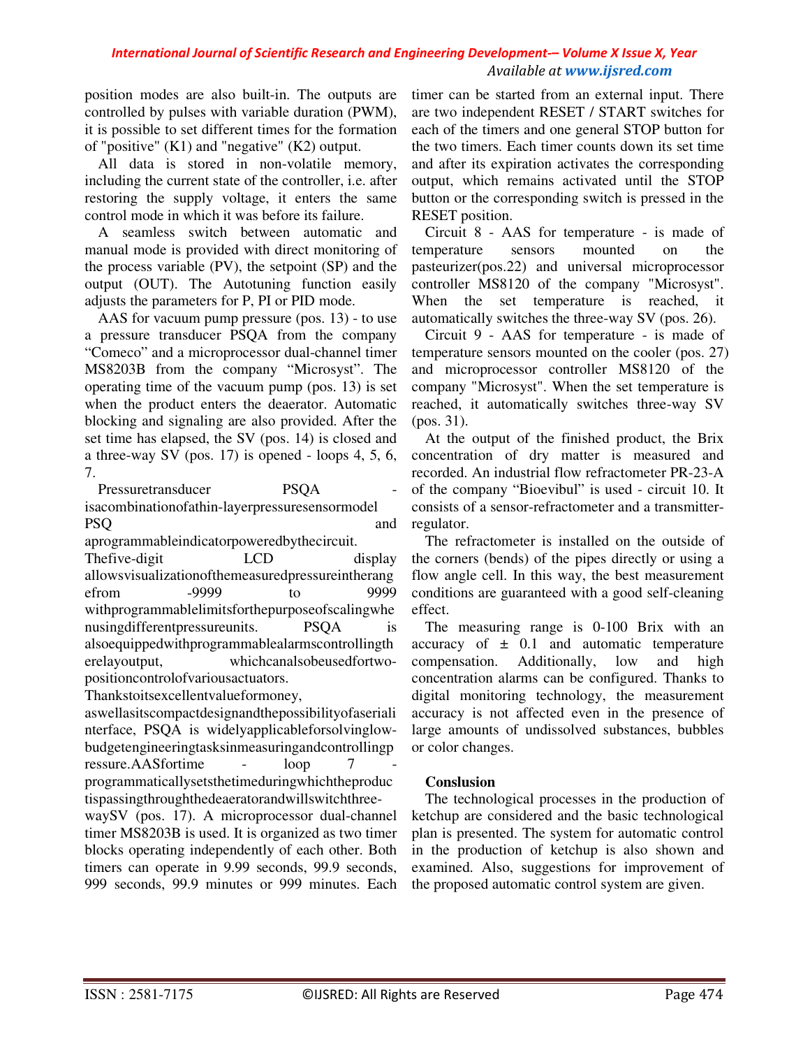position modes are also built-in. The outputs are controlled by pulses with variable duration (PWM), it is possible to set different times for the formation of "positive" (K1) and "negative" (K2) output.

All data is stored in non-volatile memory, including the current state of the controller, i.e. after restoring the supply voltage, it enters the same control mode in which it was before its failure.

A seamless switch between automatic and manual mode is provided with direct monitoring of the process variable (PV), the setpoint (SP) and the output (OUT). The Autotuning function easily adjusts the parameters for P, PI or PID mode.

AAS for vacuum pump pressure (pos. 13) - to use a pressure transducer PSQA from the company "Comeco" and a microprocessor dual-channel timer MS8203B from the company "Microsyst". The operating time of the vacuum pump (pos. 13) is set when the product enters the deaerator. Automatic blocking and signaling are also provided. After the set time has elapsed, the SV (pos. 14) is closed and a three-way SV (pos. 17) is opened - loops 4, 5, 6, 7.

Pressuretransducer PSQA - isacombinationofathin-layerpressuresensormodel PSQ and aprogrammableindicatorpoweredbythecircuit. Thefive-digit LCD display allowsvisualizationofthemeasuredpressureintherangefrom -9999 to 9999 withprogrammablelimitsforthepurposeofscalingwhenusingdifferentpressureunits. PSQA is alsoequippedwithprogrammablealarmscontrollingtherelayoutput, whichcanalsobeusedfortwo-positioncontrolofvariousactuators. Thankstoitsexcellentvalueformoney, aswellasitscompactdesignandthepossibilityofaserialinterface, PSQA is widelyapplicableforsolvinglow-budgetengineeringtasksinmeasuringandcontrollingpressure.AASfortime - loop 7 - programmaticallysetsthetimeduringwhichtheproductispassingthroughthedeaeratorandwillswitchthree-waySV (pos. 17). A microprocessor dual-channel timer MS8203B is used. It is organized as two timer blocks operating independently of each other. Both timers can operate in 9.99 seconds, 99.9 seconds, 999 seconds, 99.9 minutes or 999 minutes. Each timer can be started from an external input. There are two independent RESET / START switches for each of the timers and one general STOP button for the two timers. Each timer counts down its set time and after its expiration activates the corresponding output, which remains activated until the STOP button or the corresponding switch is pressed in the RESET position.

Circuit 8 - AAS for temperature - is made of temperature sensors mounted on the pasteurizer(pos.22) and universal microprocessor controller MS8120 of the company "Microsyst". When the set temperature is reached, it automatically switches the three-way SV (pos. 26).

Circuit 9 - AAS for temperature - is made of temperature sensors mounted on the cooler (pos. 27) and microprocessor controller MS8120 of the company "Microsyst". When the set temperature is reached, it automatically switches three-way SV (pos. 31).

At the output of the finished product, the Brix concentration of dry matter is measured and recorded. An industrial flow refractometer PR-23-A of the company "Bioevibul" is used - circuit 10. It consists of a sensor-refractometer and a transmitter-regulator.

The refractometer is installed on the outside of the corners (bends) of the pipes directly or using a flow angle cell. In this way, the best measurement conditions are guaranteed with a good self-cleaning effect.

The measuring range is 0-100 Brix with an accuracy of ± 0.1 and automatic temperature compensation. Additionally, low and high concentration alarms can be configured. Thanks to digital monitoring technology, the measurement accuracy is not affected even in the presence of large amounts of undissolved substances, bubbles or color changes.

## Conslusion

The technological processes in the production of ketchup are considered and the basic technological plan is presented. The system for automatic control in the production of ketchup is also shown and examined. Also, suggestions for improvement of the proposed automatic control system are given.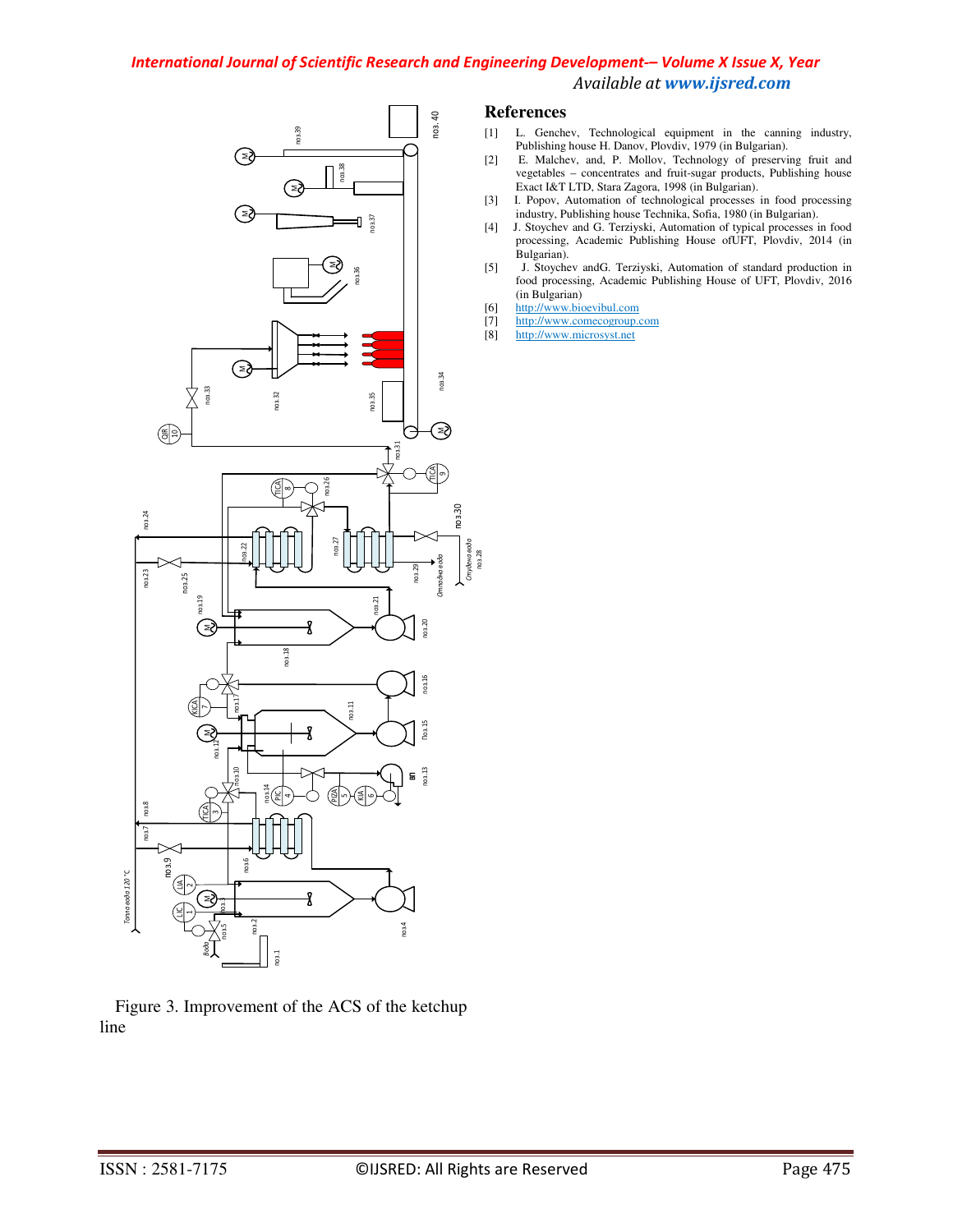Figure 3. Improvement of the ACS of the ketchup line

## References

[1] L. Genchev, Technological equipment in the canning industry, Publishing house H. Danov, Plovdiv, 1979 (in Bulgarian).

[2] E. Malchev, and, P. Mollov, Technology of preserving fruit and vegetables – concentrates and fruit-sugar products, Publishing house Exact I&T LTD, Stara Zagora, 1998 (in Bulgarian).

[3] I. Popov, Automation of technological processes in food processing industry, Publishing house Technika, Sofia, 1980 (in Bulgarian).

[4] J. Stoychev and G. Terziyski, Automation of typical processes in food processing, Academic Publishing House ofUFT, Plovdiv, 2014 (in Bulgarian).

[5] J. Stoychev andG. Terziyski, Automation of standard production in food processing, Academic Publishing House of UFT, Plovdiv, 2016 (in Bulgarian)

[6] http://www.bioevibul.com

[7] http://www.comecogroup.com

[8] http://www.microsyst.net